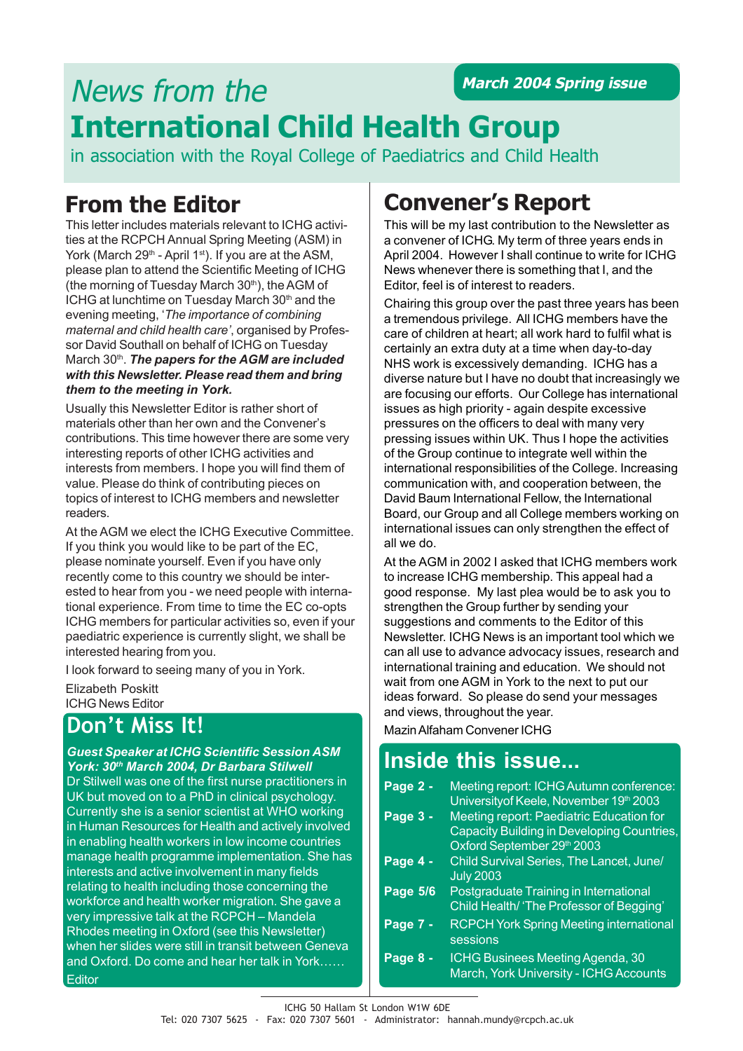March 2004 Spring issue

# *News from the* International Child Health Group

in association with the Royal College of Paediatrics and Child Health

## From the Editor

This letter includes materials relevant to ICHG activities at the RCPCH Annual Spring Meeting (ASM) in York (March 29th - April 1st). If you are at the ASM, please plan to attend the Scientific Meeting of ICHG (the morning of Tuesday March 30th), the AGM of ICHG at lunchtime on Tuesday March 30th and the evening meeting, '*The importance of combining maternal and child health care*', organised by Professor David Southall on behalf of ICHG on Tuesday March 30th. ***The papers for the AGM are included with this Newsletter. Please read them and bring them to the meeting in York.***

Usually this Newsletter Editor is rather short of materials other than her own and the Convener's contributions. This time however there are some very interesting reports of other ICHG activities and interests from members. I hope you will find them of value. Please do think of contributing pieces on topics of interest to ICHG members and newsletter readers.

At the AGM we elect the ICHG Executive Committee. If you think you would like to be part of the EC, please nominate yourself. Even if you have only recently come to this country we should be interested to hear from you - we need people with international experience. From time to time the EC co-opts ICHG members for particular activities so, even if your paediatric experience is currently slight, we shall be interested hearing from you.

I look forward to seeing many of you in York.

Elizabeth Poskitt
ICHG News Editor

## Don't Miss It!

***Guest Speaker at ICHG Scientific Session ASM York: 30th March 2004, Dr Barbara Stilwell***

Dr Stilwell was one of the first nurse practitioners in UK but moved on to a PhD in clinical psychology. Currently she is a senior scientist at WHO working in Human Resources for Health and actively involved in enabling health workers in low income countries manage health programme implementation. She has interests and active involvement in many fields relating to health including those concerning the workforce and health worker migration. She gave a very impressive talk at the RCPCH – Mandela Rhodes meeting in Oxford (see this Newsletter) when her slides were still in transit between Geneva and Oxford. Do come and hear her talk in York……
Editor

## Convener's Report

This will be my last contribution to the Newsletter as a convener of ICHG. My term of three years ends in April 2004. However I shall continue to write for ICHG News whenever there is something that I, and the Editor, feel is of interest to readers.

Chairing this group over the past three years has been a tremendous privilege. All ICHG members have the care of children at heart; all work hard to fulfil what is certainly an extra duty at a time when day-to-day NHS work is excessively demanding. ICHG has a diverse nature but I have no doubt that increasingly we are focusing our efforts. Our College has international issues as high priority - again despite excessive pressures on the officers to deal with many very pressing issues within UK. Thus I hope the activities of the Group continue to integrate well within the international responsibilities of the College. Increasing communication with, and cooperation between, the David Baum International Fellow, the International Board, our Group and all College members working on international issues can only strengthen the effect of all we do.

At the AGM in 2002 I asked that ICHG members work to increase ICHG membership. This appeal had a good response. My last plea would be to ask you to strengthen the Group further by sending your suggestions and comments to the Editor of this Newsletter. ICHG News is an important tool which we can all use to advance advocacy issues, research and international training and education. We should not wait from one AGM in York to the next to put our ideas forward. So please do send your messages and views, throughout the year.

Mazin Alfaham Convener ICHG

## Inside this issue...

| | |
|---|---|
| **Page 2 -** | Meeting report: ICHG Autumn conference: Universityof Keele, November 19th 2003 |
| **Page 3 -** | Meeting report: Paediatric Education for Capacity Building in Developing Countries, Oxford September 29th 2003 |
| **Page 4 -** | Child Survival Series, The Lancet, June/ July 2003 |
| **Page 5/6** | Postgraduate Training in International Child Health/ 'The Professor of Begging' |
| **Page 7 -** | RCPCH York Spring Meeting international sessions |
| **Page 8 -** | ICHG Businees Meeting Agenda, 30 March, York University - ICHG Accounts |

ICHG 50 Hallam St London W1W 6DE
Tel: 020 7307 5625 - Fax: 020 7307 5601 - Administrator: hannah.mundy@rcpch.ac.uk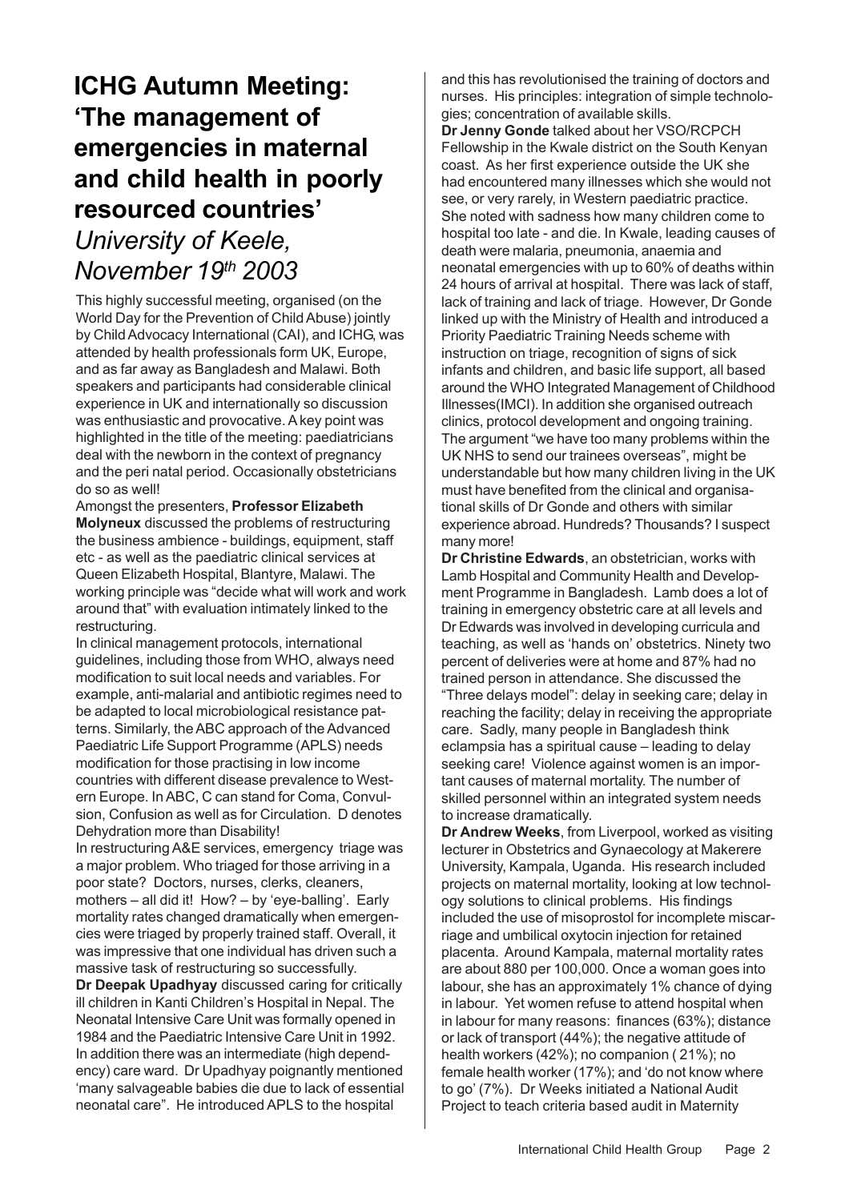# ICHG Autumn Meeting: 'The management of emergencies in maternal and child health in poorly resourced countries'

## *University of Keele, November 19th 2003*

This highly successful meeting, organised (on the World Day for the Prevention of Child Abuse) jointly by Child Advocacy International (CAI), and ICHG, was attended by health professionals form UK, Europe, and as far away as Bangladesh and Malawi. Both speakers and participants had considerable clinical experience in UK and internationally so discussion was enthusiastic and provocative. A key point was highlighted in the title of the meeting: paediatricians deal with the newborn in the context of pregnancy and the peri natal period. Occasionally obstetricians do so as well!

Amongst the presenters, **Professor Elizabeth Molyneux** discussed the problems of restructuring the business ambience - buildings, equipment, staff etc - as well as the paediatric clinical services at Queen Elizabeth Hospital, Blantyre, Malawi. The working principle was "decide what will work and work around that" with evaluation intimately linked to the restructuring.

In clinical management protocols, international guidelines, including those from WHO, always need modification to suit local needs and variables. For example, anti-malarial and antibiotic regimes need to be adapted to local microbiological resistance patterns. Similarly, the ABC approach of the Advanced Paediatric Life Support Programme (APLS) needs modification for those practising in low income countries with different disease prevalence to Western Europe. In ABC, C can stand for Coma, Convulsion, Confusion as well as for Circulation. D denotes Dehydration more than Disability!

In restructuring A&E services, emergency triage was a major problem. Who triaged for those arriving in a poor state? Doctors, nurses, clerks, cleaners, mothers – all did it! How? – by 'eye-balling'. Early mortality rates changed dramatically when emergencies were triaged by properly trained staff. Overall, it was impressive that one individual has driven such a massive task of restructuring so successfully.

**Dr Deepak Upadhyay** discussed caring for critically ill children in Kanti Children's Hospital in Nepal. The Neonatal Intensive Care Unit was formally opened in 1984 and the Paediatric Intensive Care Unit in 1992. In addition there was an intermediate (high dependency) care ward. Dr Upadhyay poignantly mentioned 'many salvageable babies die due to lack of essential neonatal care". He introduced APLS to the hospital and this has revolutionised the training of doctors and nurses. His principles: integration of simple technologies; concentration of available skills.

**Dr Jenny Gonde** talked about her VSO/RCPCH Fellowship in the Kwale district on the South Kenyan coast. As her first experience outside the UK she had encountered many illnesses which she would not see, or very rarely, in Western paediatric practice. She noted with sadness how many children come to hospital too late - and die. In Kwale, leading causes of death were malaria, pneumonia, anaemia and neonatal emergencies with up to 60% of deaths within 24 hours of arrival at hospital. There was lack of staff, lack of training and lack of triage. However, Dr Gonde linked up with the Ministry of Health and introduced a Priority Paediatric Training Needs scheme with instruction on triage, recognition of signs of sick infants and children, and basic life support, all based around the WHO Integrated Management of Childhood Illnesses(IMCI). In addition she organised outreach clinics, protocol development and ongoing training. The argument "we have too many problems within the UK NHS to send our trainees overseas", might be understandable but how many children living in the UK must have benefited from the clinical and organisational skills of Dr Gonde and others with similar experience abroad. Hundreds? Thousands? I suspect many more!

**Dr Christine Edwards**, an obstetrician, works with Lamb Hospital and Community Health and Development Programme in Bangladesh. Lamb does a lot of training in emergency obstetric care at all levels and Dr Edwards was involved in developing curricula and teaching, as well as 'hands on' obstetrics. Ninety two percent of deliveries were at home and 87% had no trained person in attendance. She discussed the "Three delays model": delay in seeking care; delay in reaching the facility; delay in receiving the appropriate care. Sadly, many people in Bangladesh think eclampsia has a spiritual cause – leading to delay seeking care! Violence against women is an important causes of maternal mortality. The number of skilled personnel within an integrated system needs to increase dramatically.

**Dr Andrew Weeks**, from Liverpool, worked as visiting lecturer in Obstetrics and Gynaecology at Makerere University, Kampala, Uganda. His research included projects on maternal mortality, looking at low technology solutions to clinical problems. His findings included the use of misoprostol for incomplete miscarriage and umbilical oxytocin injection for retained placenta. Around Kampala, maternal mortality rates are about 880 per 100,000. Once a woman goes into labour, she has an approximately 1% chance of dying in labour. Yet women refuse to attend hospital when in labour for many reasons: finances (63%); distance or lack of transport (44%); the negative attitude of health workers (42%); no companion ( 21%); no female health worker (17%); and 'do not know where to go' (7%). Dr Weeks initiated a National Audit Project to teach criteria based audit in Maternity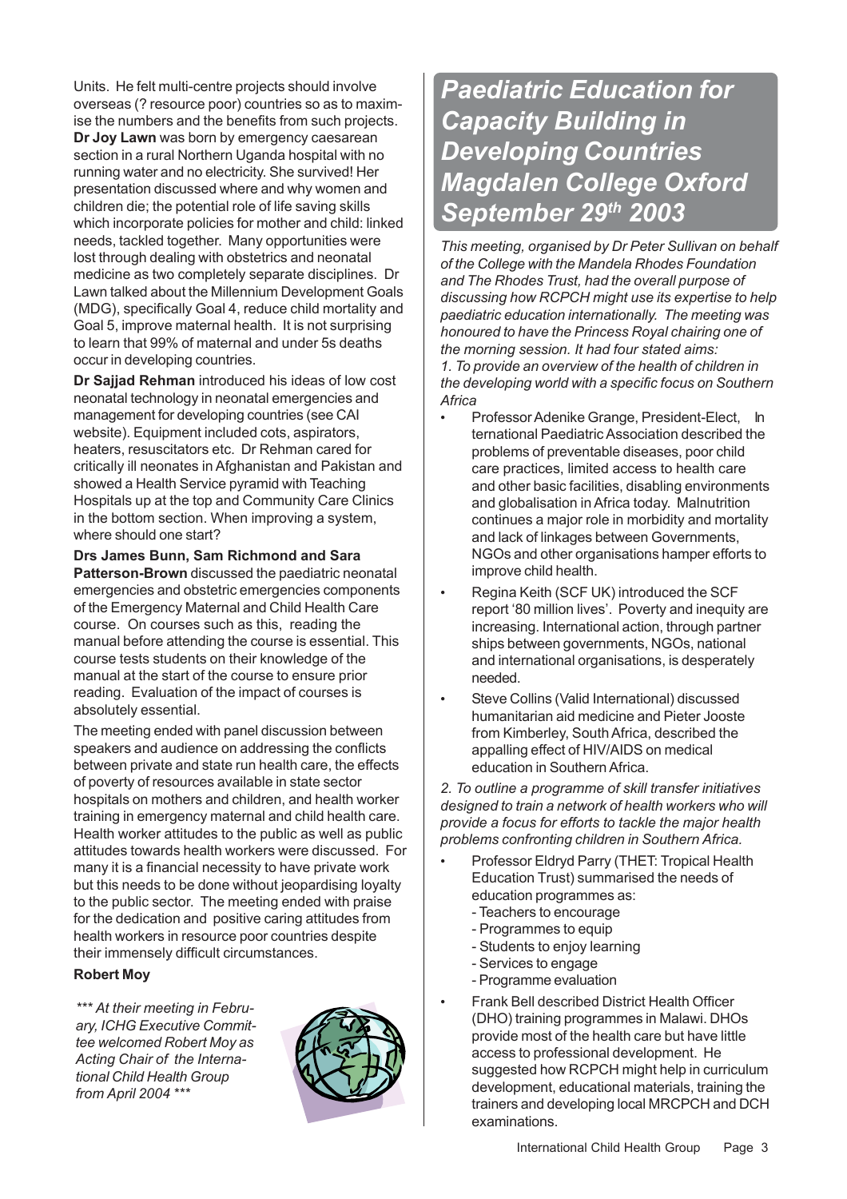Units. He felt multi-centre projects should involve overseas (? resource poor) countries so as to maximise the numbers and the benefits from such projects.

**Dr Joy Lawn** was born by emergency caesarean section in a rural Northern Uganda hospital with no running water and no electricity. She survived! Her presentation discussed where and why women and children die; the potential role of life saving skills which incorporate policies for mother and child: linked needs, tackled together. Many opportunities were lost through dealing with obstetrics and neonatal medicine as two completely separate disciplines. Dr Lawn talked about the Millennium Development Goals (MDG), specifically Goal 4, reduce child mortality and Goal 5, improve maternal health. It is not surprising to learn that 99% of maternal and under 5s deaths occur in developing countries.

**Dr Sajjad Rehman** introduced his ideas of low cost neonatal technology in neonatal emergencies and management for developing countries (see CAI website). Equipment included cots, aspirators, heaters, resuscitators etc. Dr Rehman cared for critically ill neonates in Afghanistan and Pakistan and showed a Health Service pyramid with Teaching Hospitals up at the top and Community Care Clinics in the bottom section. When improving a system, where should one start?

**Drs James Bunn, Sam Richmond and Sara Patterson-Brown** discussed the paediatric neonatal emergencies and obstetric emergencies components of the Emergency Maternal and Child Health Care course. On courses such as this, reading the manual before attending the course is essential. This course tests students on their knowledge of the manual at the start of the course to ensure prior reading. Evaluation of the impact of courses is absolutely essential.

The meeting ended with panel discussion between speakers and audience on addressing the conflicts between private and state run health care, the effects of poverty of resources available in state sector hospitals on mothers and children, and health worker training in emergency maternal and child health care. Health worker attitudes to the public as well as public attitudes towards health workers were discussed. For many it is a financial necessity to have private work but this needs to be done without jeopardising loyalty to the public sector. The meeting ended with praise for the dedication and positive caring attitudes from health workers in resource poor countries despite their immensely difficult circumstances.

**Robert Moy**

*\*\*\* At their meeting in February, ICHG Executive Committee welcomed Robert Moy as Acting Chair of the International Child Health Group from April 2004 \*\*\**

# *Paediatric Education for Capacity Building in Developing Countries Magdalen College Oxford September 29th 2003*

*This meeting, organised by Dr Peter Sullivan on behalf of the College with the Mandela Rhodes Foundation and The Rhodes Trust, had the overall purpose of discussing how RCPCH might use its expertise to help paediatric education internationally. The meeting was honoured to have the Princess Royal chairing one of the morning session. It had four stated aims:*

*1. To provide an overview of the health of children in the developing world with a specific focus on Southern Africa*

- Professor Adenike Grange, President-Elect, International Paediatric Association described the problems of preventable diseases, poor child care practices, limited access to health care and other basic facilities, disabling environments and globalisation in Africa today. Malnutrition continues a major role in morbidity and mortality and lack of linkages between Governments, NGOs and other organisations hamper efforts to improve child health.
- Regina Keith (SCF UK) introduced the SCF report '80 million lives'. Poverty and inequity are increasing. International action, through partnerships between governments, NGOs, national and international organisations, is desperately needed.
- Steve Collins (Valid International) discussed humanitarian aid medicine and Pieter Jooste from Kimberley, South Africa, described the appalling effect of HIV/AIDS on medical education in Southern Africa.

*2. To outline a programme of skill transfer initiatives designed to train a network of health workers who will provide a focus for efforts to tackle the major health problems confronting children in Southern Africa.*

- Professor Eldryd Parry (THET: Tropical Health Education Trust) summarised the needs of education programmes as:
  - Teachers to encourage
  - Programmes to equip
  - Students to enjoy learning
  - Services to engage
  - Programme evaluation
- Frank Bell described District Health Officer (DHO) training programmes in Malawi. DHOs provide most of the health care but have little access to professional development. He suggested how RCPCH might help in curriculum development, educational materials, training the trainers and developing local MRCPCH and DCH examinations.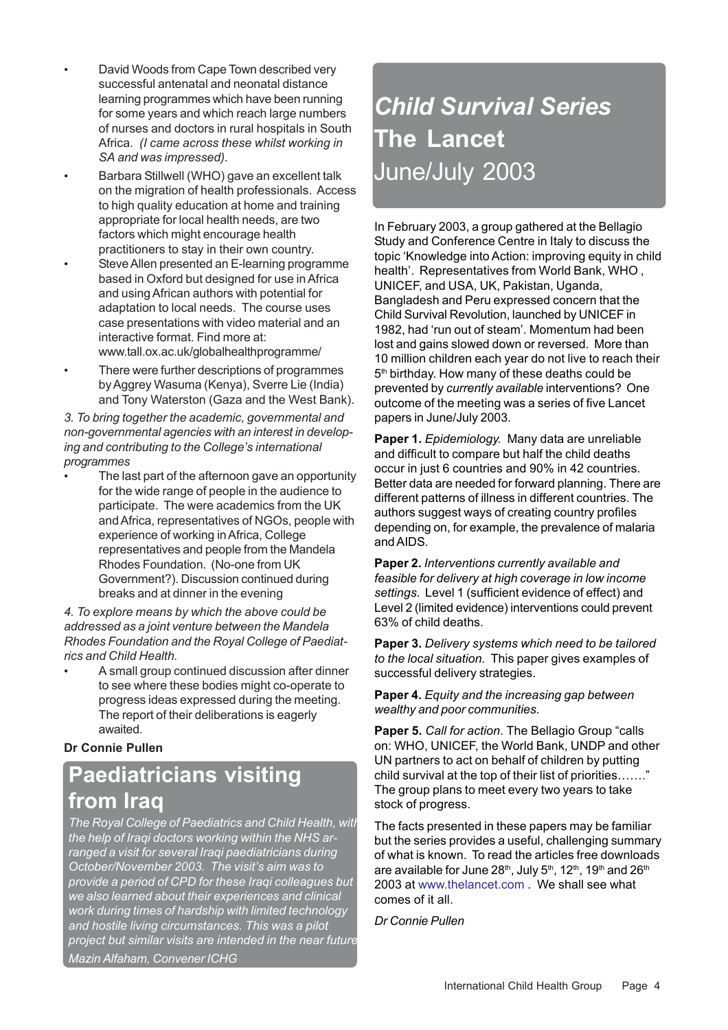- David Woods from Cape Town described very successful antenatal and neonatal distance learning programmes which have been running for some years and which reach large numbers of nurses and doctors in rural hospitals in South Africa. *(I came across these whilst working in SA and was impressed).*
- Barbara Stillwell (WHO) gave an excellent talk on the migration of health professionals. Access to high quality education at home and training appropriate for local health needs, are two factors which might encourage health practitioners to stay in their own country.
- Steve Allen presented an E-learning programme based in Oxford but designed for use in Africa and using African authors with potential for adaptation to local needs. The course uses case presentations with video material and an interactive format. Find more at: www.tall.ox.ac.uk/globalhealthprogramme/
- There were further descriptions of programmes by Aggrey Wasuma (Kenya), Sverre Lie (India) and Tony Waterston (Gaza and the West Bank).

*3. To bring together the academic, governmental and non-governmental agencies with an interest in developing and contributing to the College's international programmes*

- The last part of the afternoon gave an opportunity for the wide range of people in the audience to participate. The were academics from the UK and Africa, representatives of NGOs, people with experience of working in Africa, College representatives and people from the Mandela Rhodes Foundation. (No-one from UK Government?). Discussion continued during breaks and at dinner in the evening

*4. To explore means by which the above could be addressed as a joint venture between the Mandela Rhodes Foundation and the Royal College of Paediatrics and Child Health.*

- A small group continued discussion after dinner to see where these bodies might co-operate to progress ideas expressed during the meeting. The report of their deliberations is eagerly awaited.

**Dr Connie Pullen**

## Paediatricians visiting from Iraq

*The Royal College of Paediatrics and Child Health, with the help of Iraqi doctors working within the NHS arranged a visit for several Iraqi paediatricians during October/November 2003. The visit's aim was to provide a period of CPD for these Iraqi colleagues but we also learned about their experiences and clinical work during times of hardship with limited technology and hostile living circumstances. This was a pilot project but similar visits are intended in the near future*

*Mazin Alfaham, Convener ICHG*

# *Child Survival Series* The Lancet June/July 2003

In February 2003, a group gathered at the Bellagio Study and Conference Centre in Italy to discuss the topic 'Knowledge into Action: improving equity in child health'. Representatives from World Bank, WHO , UNICEF, and USA, UK, Pakistan, Uganda, Bangladesh and Peru expressed concern that the Child Survival Revolution, launched by UNICEF in 1982, had 'run out of steam'. Momentum had been lost and gains slowed down or reversed. More than 10 million children each year do not live to reach their 5th birthday. How many of these deaths could be prevented by *currently available* interventions? One outcome of the meeting was a series of five Lancet papers in June/July 2003.

**Paper 1.** *Epidemiology.* Many data are unreliable and difficult to compare but half the child deaths occur in just 6 countries and 90% in 42 countries. Better data are needed for forward planning. There are different patterns of illness in different countries. The authors suggest ways of creating country profiles depending on, for example, the prevalence of malaria and AIDS.

**Paper 2.** *Interventions currently available and feasible for delivery at high coverage in low income settings.* Level 1 (sufficient evidence of effect) and Level 2 (limited evidence) interventions could prevent 63% of child deaths.

**Paper 3.** *Delivery systems which need to be tailored to the local situation.* This paper gives examples of successful delivery strategies.

**Paper 4.** *Equity and the increasing gap between wealthy and poor communities.*

**Paper 5.** *Call for action.* The Bellagio Group "calls on: WHO, UNICEF, the World Bank, UNDP and other UN partners to act on behalf of children by putting child survival at the top of their list of priorities……." The group plans to meet every two years to take stock of progress.

The facts presented in these papers may be familiar but the series provides a useful, challenging summary of what is known. To read the articles free downloads are available for June 28th, July 5th, 12th, 19th and 26th 2003 at www.thelancet.com . We shall see what comes of it all.

*Dr Connie Pullen*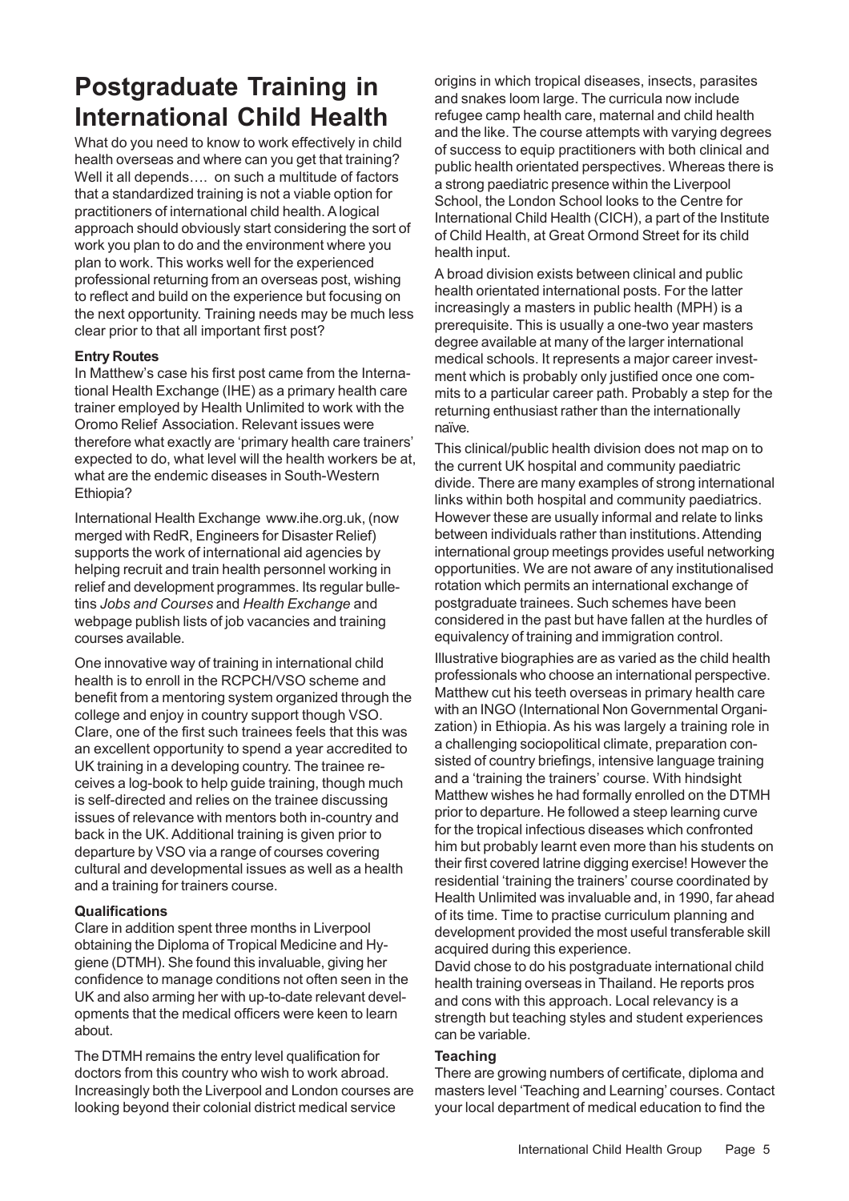# Postgraduate Training in International Child Health

What do you need to know to work effectively in child health overseas and where can you get that training? Well it all depends…. on such a multitude of factors that a standardized training is not a viable option for practitioners of international child health. A logical approach should obviously start considering the sort of work you plan to do and the environment where you plan to work. This works well for the experienced professional returning from an overseas post, wishing to reflect and build on the experience but focusing on the next opportunity. Training needs may be much less clear prior to that all important first post?

### Entry Routes

In Matthew's case his first post came from the International Health Exchange (IHE) as a primary health care trainer employed by Health Unlimited to work with the Oromo Relief Association. Relevant issues were therefore what exactly are 'primary health care trainers' expected to do, what level will the health workers be at, what are the endemic diseases in South-Western Ethiopia?

International Health Exchange www.ihe.org.uk, (now merged with RedR, Engineers for Disaster Relief) supports the work of international aid agencies by helping recruit and train health personnel working in relief and development programmes. Its regular bulletins *Jobs and Courses* and *Health Exchange* and webpage publish lists of job vacancies and training courses available.

One innovative way of training in international child health is to enroll in the RCPCH/VSO scheme and benefit from a mentoring system organized through the college and enjoy in country support though VSO. Clare, one of the first such trainees feels that this was an excellent opportunity to spend a year accredited to UK training in a developing country. The trainee receives a log-book to help guide training, though much is self-directed and relies on the trainee discussing issues of relevance with mentors both in-country and back in the UK. Additional training is given prior to departure by VSO via a range of courses covering cultural and developmental issues as well as a health and a training for trainers course.

### Qualifications

Clare in addition spent three months in Liverpool obtaining the Diploma of Tropical Medicine and Hygiene (DTMH). She found this invaluable, giving her confidence to manage conditions not often seen in the UK and also arming her with up-to-date relevant developments that the medical officers were keen to learn about.

The DTMH remains the entry level qualification for doctors from this country who wish to work abroad. Increasingly both the Liverpool and London courses are looking beyond their colonial district medical service origins in which tropical diseases, insects, parasites and snakes loom large. The curricula now include refugee camp health care, maternal and child health and the like. The course attempts with varying degrees of success to equip practitioners with both clinical and public health orientated perspectives. Whereas there is a strong paediatric presence within the Liverpool School, the London School looks to the Centre for International Child Health (CICH), a part of the Institute of Child Health, at Great Ormond Street for its child health input.

A broad division exists between clinical and public health orientated international posts. For the latter increasingly a masters in public health (MPH) is a prerequisite. This is usually a one-two year masters degree available at many of the larger international medical schools. It represents a major career investment which is probably only justified once one commits to a particular career path. Probably a step for the returning enthusiast rather than the internationally naïve.

This clinical/public health division does not map on to the current UK hospital and community paediatric divide. There are many examples of strong international links within both hospital and community paediatrics. However these are usually informal and relate to links between individuals rather than institutions. Attending international group meetings provides useful networking opportunities. We are not aware of any institutionalised rotation which permits an international exchange of postgraduate trainees. Such schemes have been considered in the past but have fallen at the hurdles of equivalency of training and immigration control.

Illustrative biographies are as varied as the child health professionals who choose an international perspective. Matthew cut his teeth overseas in primary health care with an INGO (International Non Governmental Organization) in Ethiopia. As his was largely a training role in a challenging sociopolitical climate, preparation consisted of country briefings, intensive language training and a 'training the trainers' course. With hindsight Matthew wishes he had formally enrolled on the DTMH prior to departure. He followed a steep learning curve for the tropical infectious diseases which confronted him but probably learnt even more than his students on their first covered latrine digging exercise! However the residential 'training the trainers' course coordinated by Health Unlimited was invaluable and, in 1990, far ahead of its time. Time to practise curriculum planning and development provided the most useful transferable skill acquired during this experience.

David chose to do his postgraduate international child health training overseas in Thailand. He reports pros and cons with this approach. Local relevancy is a strength but teaching styles and student experiences can be variable.

### Teaching

There are growing numbers of certificate, diploma and masters level 'Teaching and Learning' courses. Contact your local department of medical education to find the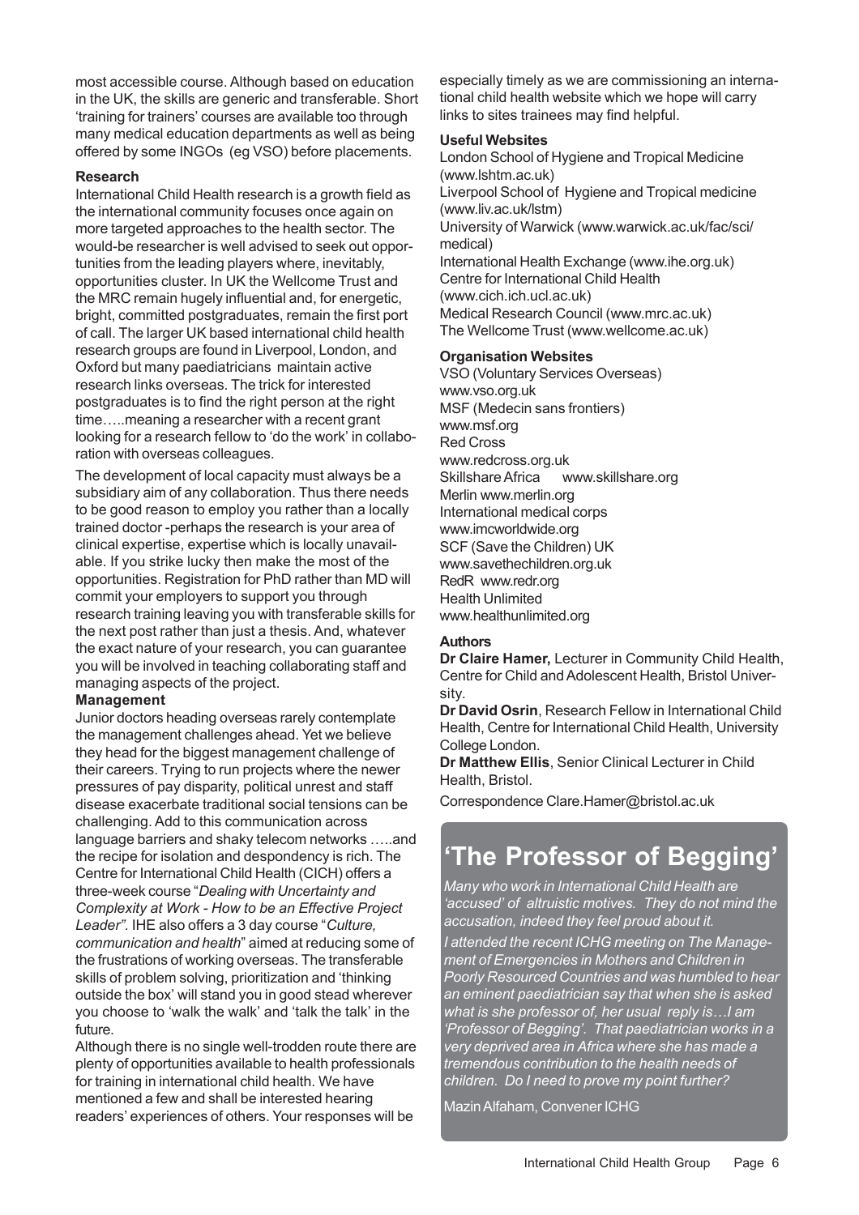most accessible course. Although based on education in the UK, the skills are generic and transferable. Short 'training for trainers' courses are available too through many medical education departments as well as being offered by some INGOs (eg VSO) before placements.

**Research**

International Child Health research is a growth field as the international community focuses once again on more targeted approaches to the health sector. The would-be researcher is well advised to seek out opportunities from the leading players where, inevitably, opportunities cluster. In UK the Wellcome Trust and the MRC remain hugely influential and, for energetic, bright, committed postgraduates, remain the first port of call. The larger UK based international child health research groups are found in Liverpool, London, and Oxford but many paediatricians maintain active research links overseas. The trick for interested postgraduates is to find the right person at the right time…..meaning a researcher with a recent grant looking for a research fellow to 'do the work' in collaboration with overseas colleagues.

The development of local capacity must always be a subsidiary aim of any collaboration. Thus there needs to be good reason to employ you rather than a locally trained doctor -perhaps the research is your area of clinical expertise, expertise which is locally unavailable. If you strike lucky then make the most of the opportunities. Registration for PhD rather than MD will commit your employers to support you through research training leaving you with transferable skills for the next post rather than just a thesis. And, whatever the exact nature of your research, you can guarantee you will be involved in teaching collaborating staff and managing aspects of the project.

**Management**

Junior doctors heading overseas rarely contemplate the management challenges ahead. Yet we believe they head for the biggest management challenge of their careers. Trying to run projects where the newer pressures of pay disparity, political unrest and staff disease exacerbate traditional social tensions can be challenging. Add to this communication across language barriers and shaky telecom networks …..and the recipe for isolation and despondency is rich. The Centre for International Child Health (CICH) offers a three-week course "*Dealing with Uncertainty and Complexity at Work - How to be an Effective Project Leader"*. IHE also offers a 3 day course "*Culture, communication and health*" aimed at reducing some of the frustrations of working overseas. The transferable skills of problem solving, prioritization and 'thinking outside the box' will stand you in good stead wherever you choose to 'walk the walk' and 'talk the talk' in the future.

Although there is no single well-trodden route there are plenty of opportunities available to health professionals for training in international child health. We have mentioned a few and shall be interested hearing readers' experiences of others. Your responses will be especially timely as we are commissioning an international child health website which we hope will carry links to sites trainees may find helpful.

**Useful Websites**

London School of Hygiene and Tropical Medicine (www.lshtm.ac.uk)
Liverpool School of Hygiene and Tropical medicine (www.liv.ac.uk/lstm)
University of Warwick (www.warwick.ac.uk/fac/sci/medical)
International Health Exchange (www.ihe.org.uk)
Centre for International Child Health (www.cich.ich.ucl.ac.uk)
Medical Research Council (www.mrc.ac.uk)
The Wellcome Trust (www.wellcome.ac.uk)

**Organisation Websites**

VSO (Voluntary Services Overseas)
www.vso.org.uk
MSF (Medecin sans frontiers)
www.msf.org
Red Cross
www.redcross.org.uk
Skillshare Africa www.skillshare.org
Merlin www.merlin.org
International medical corps
www.imcworldwide.org
SCF (Save the Children) UK
www.savethechildren.org.uk
RedR www.redr.org
Health Unlimited
www.healthunlimited.org

**Authors**

**Dr Claire Hamer,** Lecturer in Community Child Health, Centre for Child and Adolescent Health, Bristol University.

**Dr David Osrin**, Research Fellow in International Child Health, Centre for International Child Health, University College London.

**Dr Matthew Ellis**, Senior Clinical Lecturer in Child Health, Bristol.

Correspondence Clare.Hamer@bristol.ac.uk

# 'The Professor of Begging'

*Many who work in International Child Health are 'accused' of altruistic motives. They do not mind the accusation, indeed they feel proud about it.*

*I attended the recent ICHG meeting on The Management of Emergencies in Mothers and Children in Poorly Resourced Countries and was humbled to hear an eminent paediatrician say that when she is asked what is she professor of, her usual reply is…I am 'Professor of Begging'. That paediatrician works in a very deprived area in Africa where she has made a tremendous contribution to the health needs of children. Do I need to prove my point further?*

Mazin Alfaham, Convener ICHG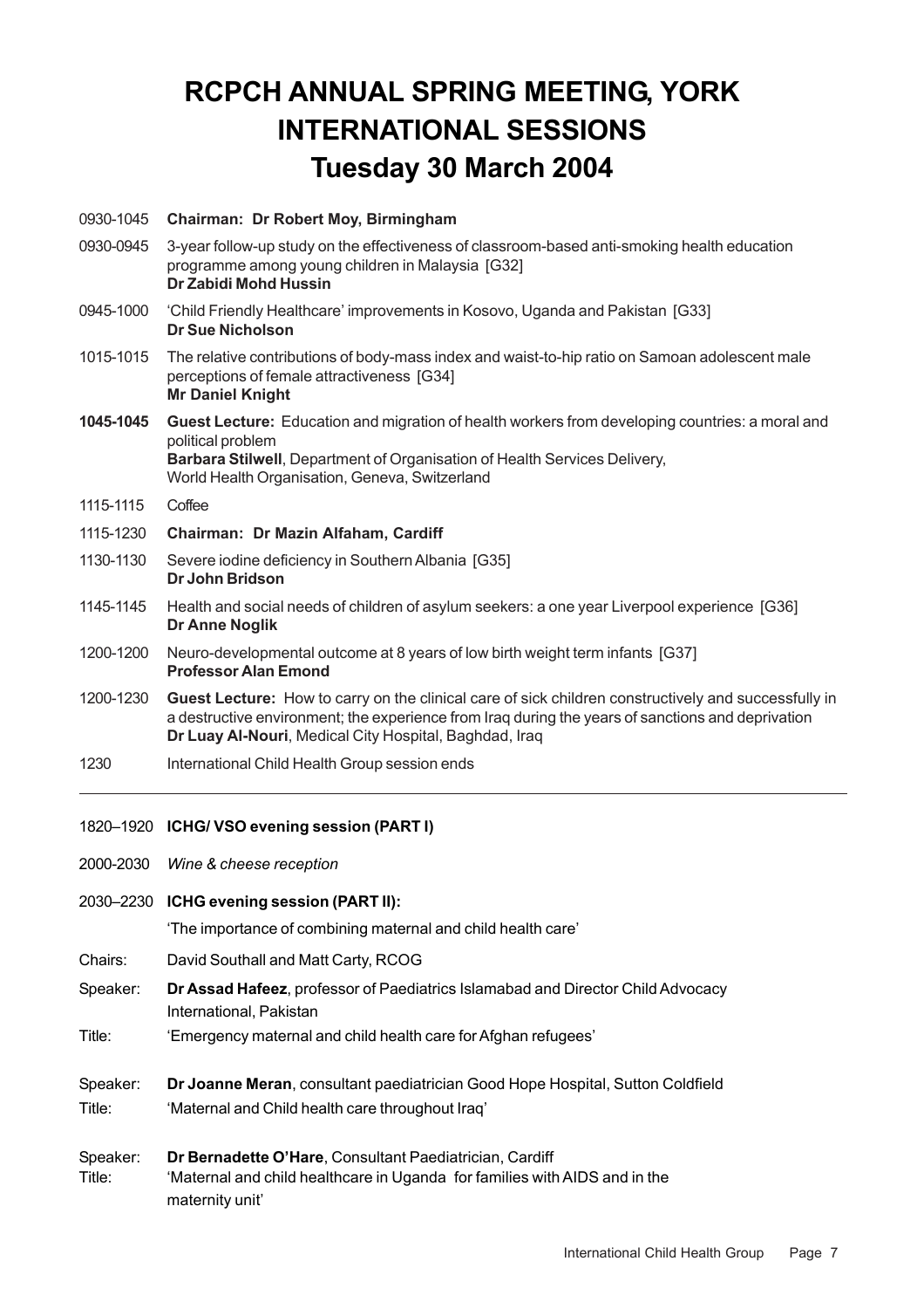# RCPCH ANNUAL SPRING MEETING, YORK
# INTERNATIONAL SESSIONS
# Tuesday 30 March 2004

0930-1045 **Chairman: Dr Robert Moy, Birmingham**

0930-0945 3-year follow-up study on the effectiveness of classroom-based anti-smoking health education programme among young children in Malaysia [G32]
**Dr Zabidi Mohd Hussin**

0945-1000 'Child Friendly Healthcare' improvements in Kosovo, Uganda and Pakistan [G33]
**Dr Sue Nicholson**

1015-1015 The relative contributions of body-mass index and waist-to-hip ratio on Samoan adolescent male perceptions of female attractiveness [G34]
**Mr Daniel Knight**

**1045-1045** **Guest Lecture:** Education and migration of health workers from developing countries: a moral and political problem
**Barbara Stilwell**, Department of Organisation of Health Services Delivery, World Health Organisation, Geneva, Switzerland

1115-1115 Coffee

1115-1230 **Chairman: Dr Mazin Alfaham, Cardiff**

1130-1130 Severe iodine deficiency in Southern Albania [G35]
**Dr John Bridson**

1145-1145 Health and social needs of children of asylum seekers: a one year Liverpool experience [G36]
**Dr Anne Noglik**

1200-1200 Neuro-developmental outcome at 8 years of low birth weight term infants [G37]
**Professor Alan Emond**

1200-1230 **Guest Lecture:** How to carry on the clinical care of sick children constructively and successfully in a destructive environment; the experience from Iraq during the years of sanctions and deprivation
**Dr Luay Al-Nouri**, Medical City Hospital, Baghdad, Iraq

1230 International Child Health Group session ends

---

1820–1920 **ICHG/ VSO evening session (PART I)**

2000-2030 *Wine & cheese reception*

2030–2230 **ICHG evening session (PART II):**
'The importance of combining maternal and child health care'

Chairs: David Southall and Matt Carty, RCOG

Speaker: **Dr Assad Hafeez**, professor of Paediatrics Islamabad and Director Child Advocacy International, Pakistan
Title: 'Emergency maternal and child health care for Afghan refugees'

Speaker: **Dr Joanne Meran**, consultant paediatrician Good Hope Hospital, Sutton Coldfield
Title: 'Maternal and Child health care throughout Iraq'

Speaker: **Dr Bernadette O'Hare**, Consultant Paediatrician, Cardiff
Title: 'Maternal and child healthcare in Uganda for families with AIDS and in the maternity unit'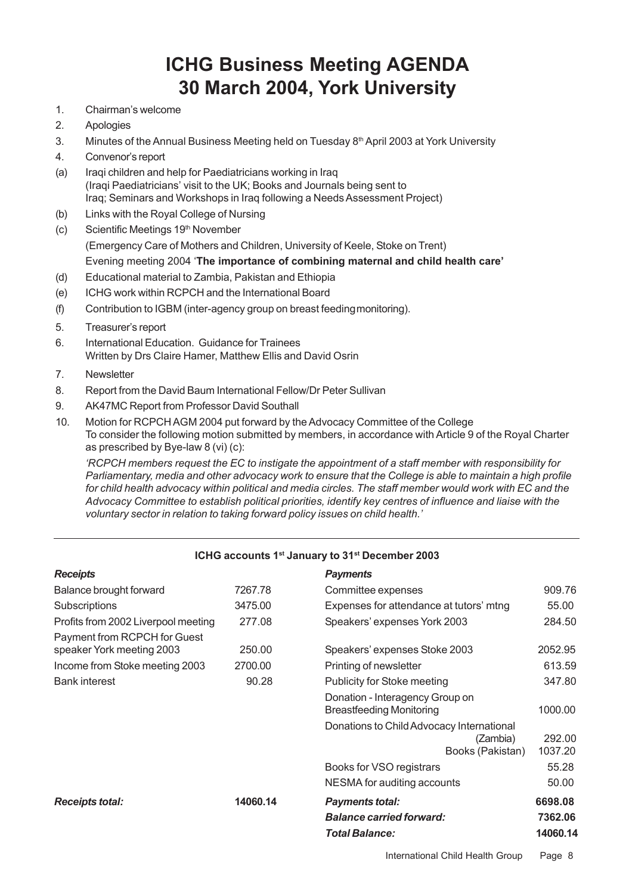# ICHG Business Meeting AGENDA 30 March 2004, York University

1. Chairman's welcome
2. Apologies
3. Minutes of the Annual Business Meeting held on Tuesday 8th April 2003 at York University
4. Convenor's report
   - (a) Iraqi children and help for Paediatricians working in Iraq (Iraqi Paediatricians' visit to the UK; Books and Journals being sent to Iraq; Seminars and Workshops in Iraq following a Needs Assessment Project)
   - (b) Links with the Royal College of Nursing
   - (c) Scientific Meetings 19th November (Emergency Care of Mothers and Children, University of Keele, Stoke on Trent) Evening meeting 2004 '**The importance of combining maternal and child health care'**
   - (d) Educational material to Zambia, Pakistan and Ethiopia
   - (e) ICHG work within RCPCH and the International Board
   - (f) Contribution to IGBM (inter-agency group on breast feeding monitoring).
5. Treasurer's report
6. International Education. Guidance for Trainees Written by Drs Claire Hamer, Matthew Ellis and David Osrin
7. Newsletter
8. Report from the David Baum International Fellow/Dr Peter Sullivan
9. AK47MC Report from Professor David Southall
10. Motion for RCPCH AGM 2004 put forward by the Advocacy Committee of the College To consider the following motion submitted by members, in accordance with Article 9 of the Royal Charter as prescribed by Bye-law 8 (vi) (c):

    *'RCPCH members request the EC to instigate the appointment of a staff member with responsibility for Parliamentary, media and other advocacy work to ensure that the College is able to maintain a high profile for child health advocacy within political and media circles. The staff member would work with EC and the Advocacy Committee to establish political priorities, identify key centres of influence and liaise with the voluntary sector in relation to taking forward policy issues on child health.'*

---

**ICHG accounts 1st January to 31st December 2003**

| *Receipts* | | *Payments* | |
|---|---|---|---|
| Balance brought forward | 7267.78 | Committee expenses | 909.76 |
| Subscriptions | 3475.00 | Expenses for attendance at tutors' mtng | 55.00 |
| Profits from 2002 Liverpool meeting | 277.08 | Speakers' expenses York 2003 | 284.50 |
| Payment from RCPCH for Guest speaker York meeting 2003 | 250.00 | Speakers' expenses Stoke 2003 | 2052.95 |
| Income from Stoke meeting 2003 | 2700.00 | Printing of newsletter | 613.59 |
| Bank interest | 90.28 | Publicity for Stoke meeting | 347.80 |
| | | Donation - Interagency Group on Breastfeeding Monitoring | 1000.00 |
| | | Donations to Child Advocacy International (Zambia) | 292.00 |
| | | Books (Pakistan) | 1037.20 |
| | | Books for VSO registrars | 55.28 |
| | | NESMA for auditing accounts | 50.00 |
| ***Receipts total:*** | **14060.14** | ***Payments total:*** | **6698.08** |
| | | ***Balance carried forward:*** | **7362.06** |
| | | ***Total Balance:*** | **14060.14** |